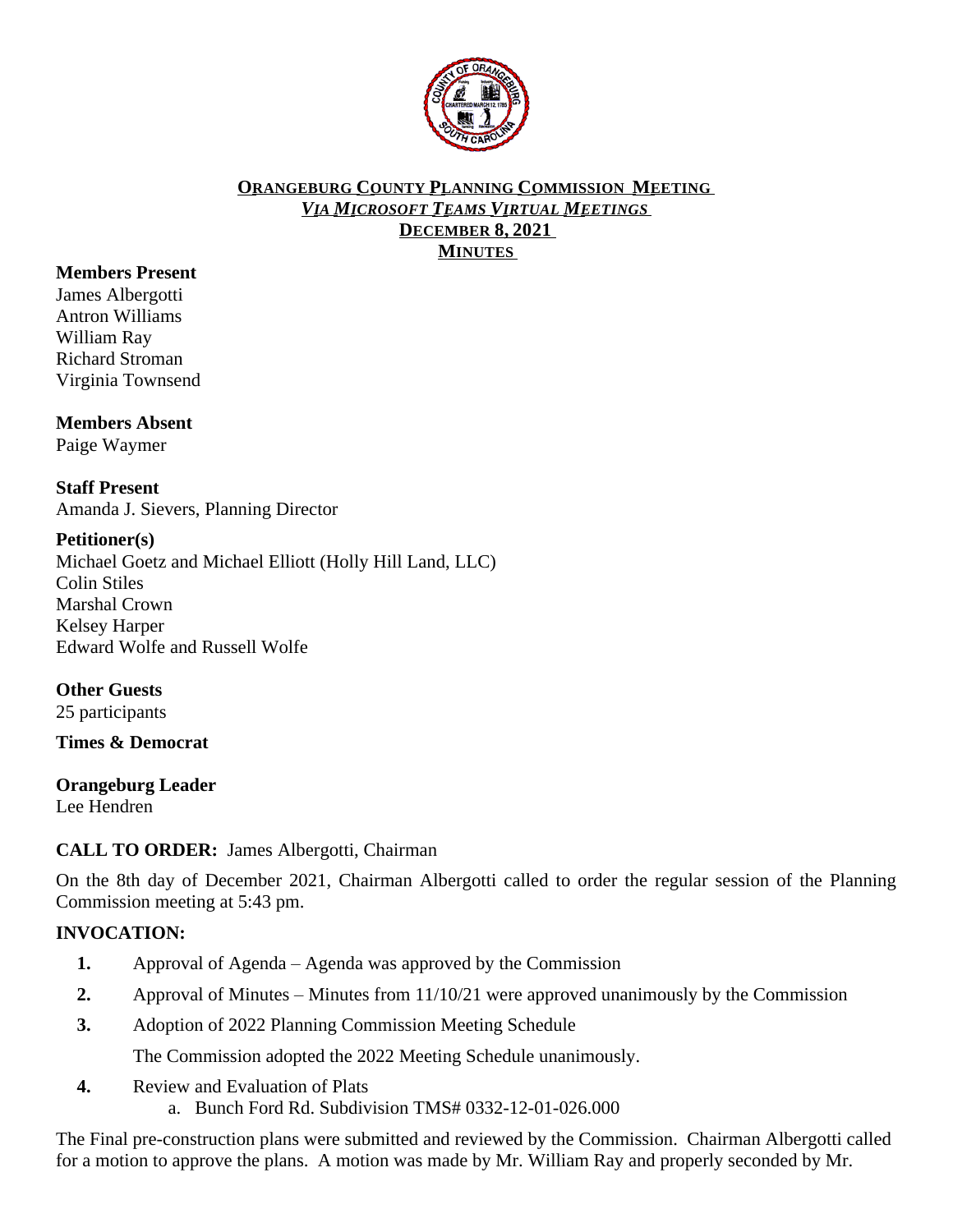# ORANGEBURG COUNTY PLANNING COMMISSION MEETING

## *VIA MICROSOFT TEAMS VIRTUAL MEETINGS*

## DECEMBER 8, 2021

## MINUTES

**Members Present**

James Albergotti
Antron Williams
William Ray
Richard Stroman
Virginia Townsend

**Members Absent**

Paige Waymer

**Staff Present**

Amanda J. Sievers, Planning Director

**Petitioner(s)**

Michael Goetz and Michael Elliott (Holly Hill Land, LLC)
Colin Stiles
Marshal Crown
Kelsey Harper
Edward Wolfe and Russell Wolfe

**Other Guests**

25 participants

**Times & Democrat**

**Orangeburg Leader**

Lee Hendren

**CALL TO ORDER:** James Albergotti, Chairman

On the 8th day of December 2021, Chairman Albergotti called to order the regular session of the Planning Commission meeting at 5:43 pm.

**INVOCATION:**

1. Approval of Agenda – Agenda was approved by the Commission
2. Approval of Minutes – Minutes from 11/10/21 were approved unanimously by the Commission
3. Adoption of 2022 Planning Commission Meeting Schedule

   The Commission adopted the 2022 Meeting Schedule unanimously.
4. Review and Evaluation of Plats
   a. Bunch Ford Rd. Subdivision TMS# 0332-12-01-026.000

The Final pre-construction plans were submitted and reviewed by the Commission. Chairman Albergotti called for a motion to approve the plans. A motion was made by Mr. William Ray and properly seconded by Mr.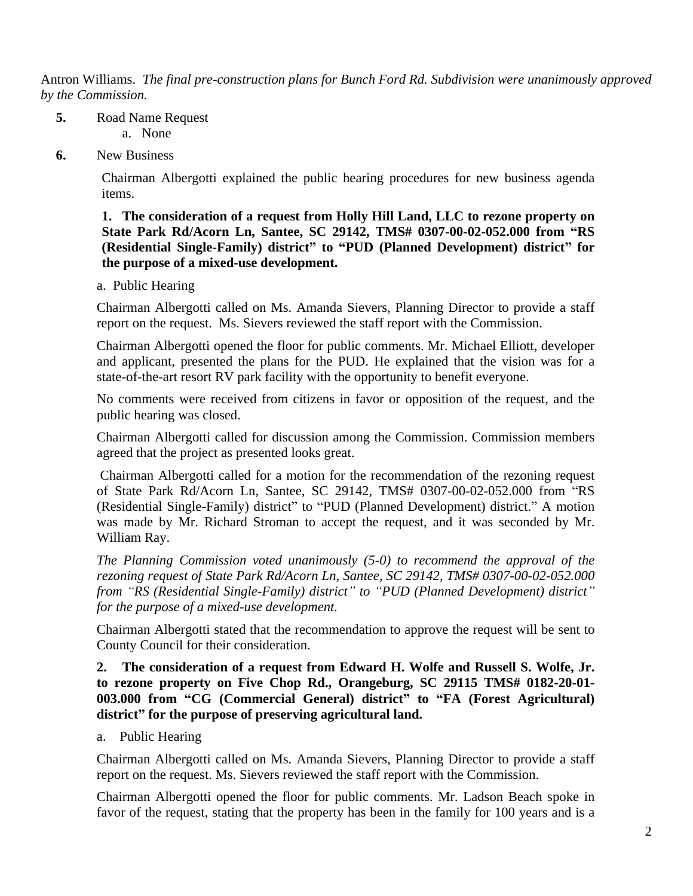Antron Williams. *The final pre-construction plans for Bunch Ford Rd. Subdivision were unanimously approved by the Commission.*

**5.** Road Name Request

a. None

**6.** New Business

Chairman Albergotti explained the public hearing procedures for new business agenda items.

**1. The consideration of a request from Holly Hill Land, LLC to rezone property on State Park Rd/Acorn Ln, Santee, SC 29142, TMS# 0307-00-02-052.000 from "RS (Residential Single-Family) district" to "PUD (Planned Development) district" for the purpose of a mixed-use development.**

a. Public Hearing

Chairman Albergotti called on Ms. Amanda Sievers, Planning Director to provide a staff report on the request. Ms. Sievers reviewed the staff report with the Commission.

Chairman Albergotti opened the floor for public comments. Mr. Michael Elliott, developer and applicant, presented the plans for the PUD. He explained that the vision was for a state-of-the-art resort RV park facility with the opportunity to benefit everyone.

No comments were received from citizens in favor or opposition of the request, and the public hearing was closed.

Chairman Albergotti called for discussion among the Commission. Commission members agreed that the project as presented looks great.

Chairman Albergotti called for a motion for the recommendation of the rezoning request of State Park Rd/Acorn Ln, Santee, SC 29142, TMS# 0307-00-02-052.000 from "RS (Residential Single-Family) district" to "PUD (Planned Development) district." A motion was made by Mr. Richard Stroman to accept the request, and it was seconded by Mr. William Ray.

*The Planning Commission voted unanimously (5-0) to recommend the approval of the rezoning request of State Park Rd/Acorn Ln, Santee, SC 29142, TMS# 0307-00-02-052.000 from "RS (Residential Single-Family) district" to "PUD (Planned Development) district" for the purpose of a mixed-use development.*

Chairman Albergotti stated that the recommendation to approve the request will be sent to County Council for their consideration.

**2. The consideration of a request from Edward H. Wolfe and Russell S. Wolfe, Jr. to rezone property on Five Chop Rd., Orangeburg, SC 29115 TMS# 0182-20-01-003.000 from "CG (Commercial General) district" to "FA (Forest Agricultural) district" for the purpose of preserving agricultural land.**

a. Public Hearing

Chairman Albergotti called on Ms. Amanda Sievers, Planning Director to provide a staff report on the request. Ms. Sievers reviewed the staff report with the Commission.

Chairman Albergotti opened the floor for public comments. Mr. Ladson Beach spoke in favor of the request, stating that the property has been in the family for 100 years and is a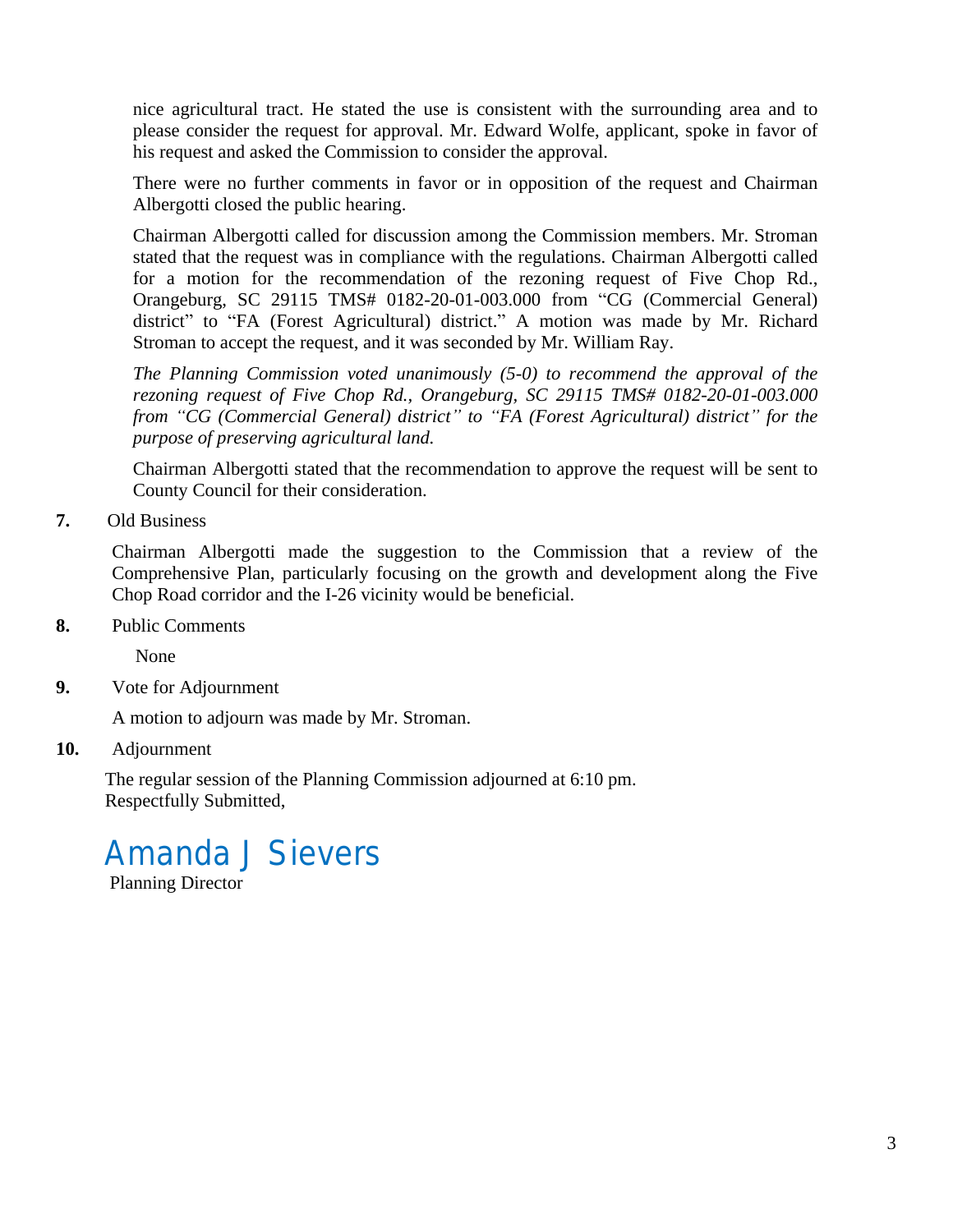nice agricultural tract. He stated the use is consistent with the surrounding area and to please consider the request for approval. Mr. Edward Wolfe, applicant, spoke in favor of his request and asked the Commission to consider the approval.

There were no further comments in favor or in opposition of the request and Chairman Albergotti closed the public hearing.

Chairman Albergotti called for discussion among the Commission members. Mr. Stroman stated that the request was in compliance with the regulations. Chairman Albergotti called for a motion for the recommendation of the rezoning request of Five Chop Rd., Orangeburg, SC 29115 TMS# 0182-20-01-003.000 from "CG (Commercial General) district" to "FA (Forest Agricultural) district." A motion was made by Mr. Richard Stroman to accept the request, and it was seconded by Mr. William Ray.

*The Planning Commission voted unanimously (5-0) to recommend the approval of the rezoning request of Five Chop Rd., Orangeburg, SC 29115 TMS# 0182-20-01-003.000 from "CG (Commercial General) district" to "FA (Forest Agricultural) district" for the purpose of preserving agricultural land.*

Chairman Albergotti stated that the recommendation to approve the request will be sent to County Council for their consideration.

**7.** Old Business

Chairman Albergotti made the suggestion to the Commission that a review of the Comprehensive Plan, particularly focusing on the growth and development along the Five Chop Road corridor and the I-26 vicinity would be beneficial.

**8.** Public Comments

None

**9.** Vote for Adjournment

A motion to adjourn was made by Mr. Stroman.

**10.** Adjournment

The regular session of the Planning Commission adjourned at 6:10 pm.
Respectfully Submitted,

Amanda J Sievers
Planning Director